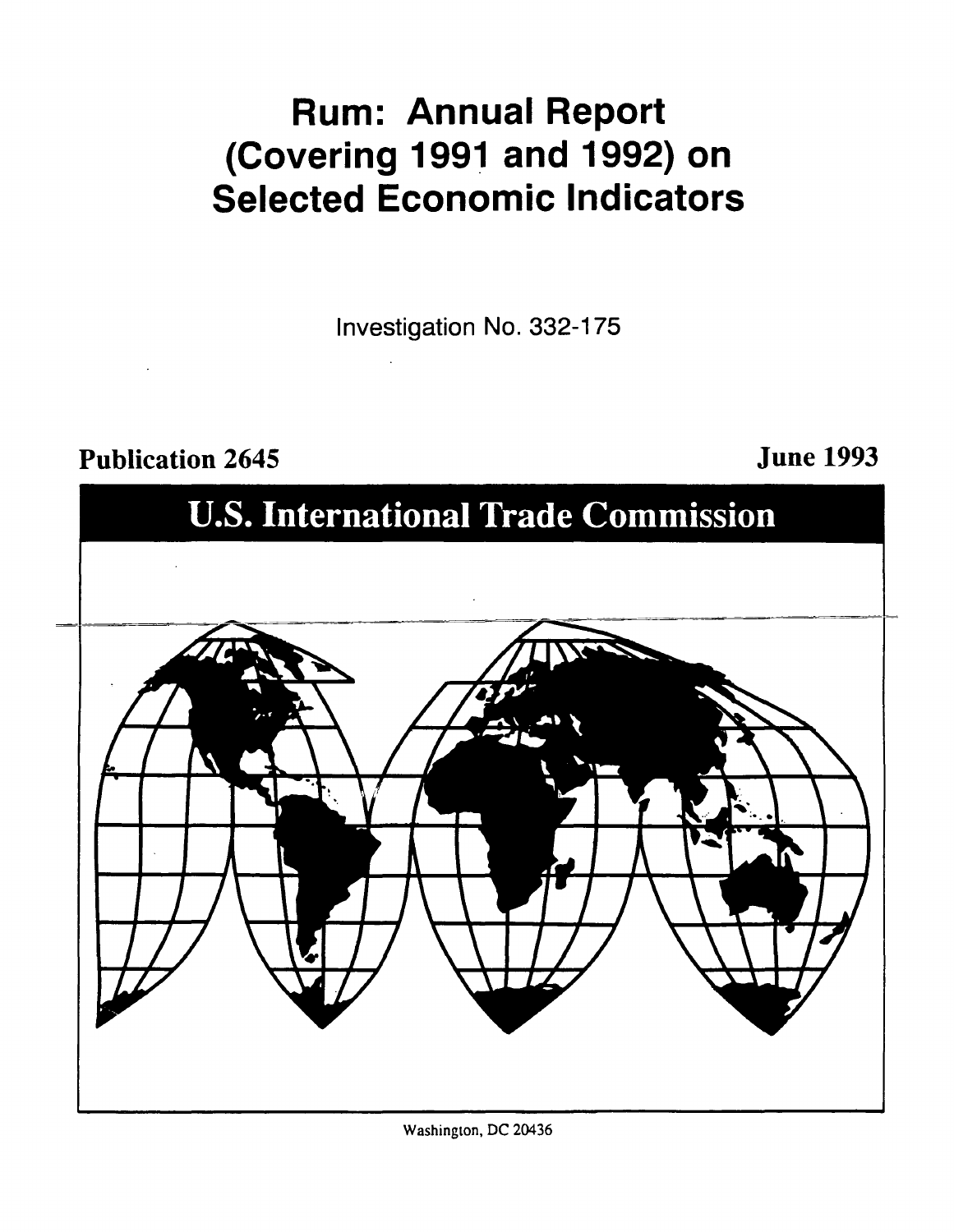# Rum: Annual Report (Covering 1991 and 1992) on Selected Economic Indicators

Investigation No. 332-175

**Publication 2645** **June 1993**

## U.S. International Trade Commission

Washington, DC 20436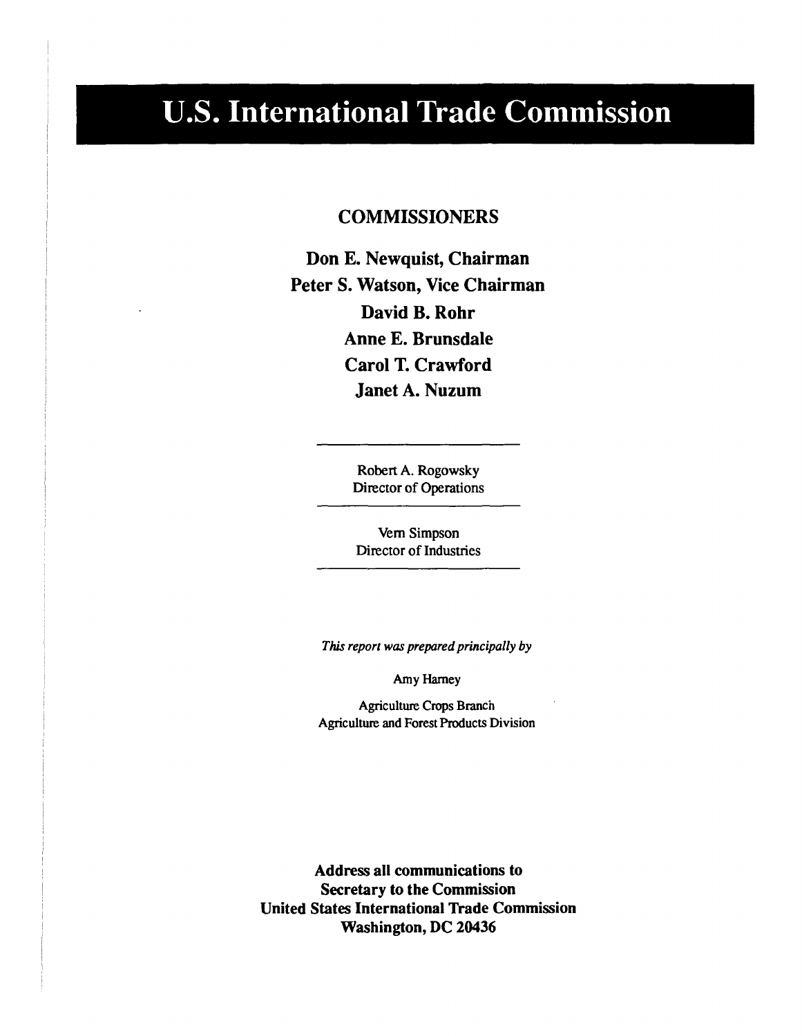# U.S. International Trade Commission

## COMMISSIONERS

**Don E. Newquist, Chairman**
**Peter S. Watson, Vice Chairman**
**David B. Rohr**
**Anne E. Brunsdale**
**Carol T. Crawford**
**Janet A. Nuzum**

---

Robert A. Rogowsky
Director of Operations

---

Vern Simpson
Director of Industries

---

*This report was prepared principally by*

Amy Harney

Agriculture Crops Branch
Agriculture and Forest Products Division

**Address all communications to**
**Secretary to the Commission**
**United States International Trade Commission**
**Washington, DC 20436**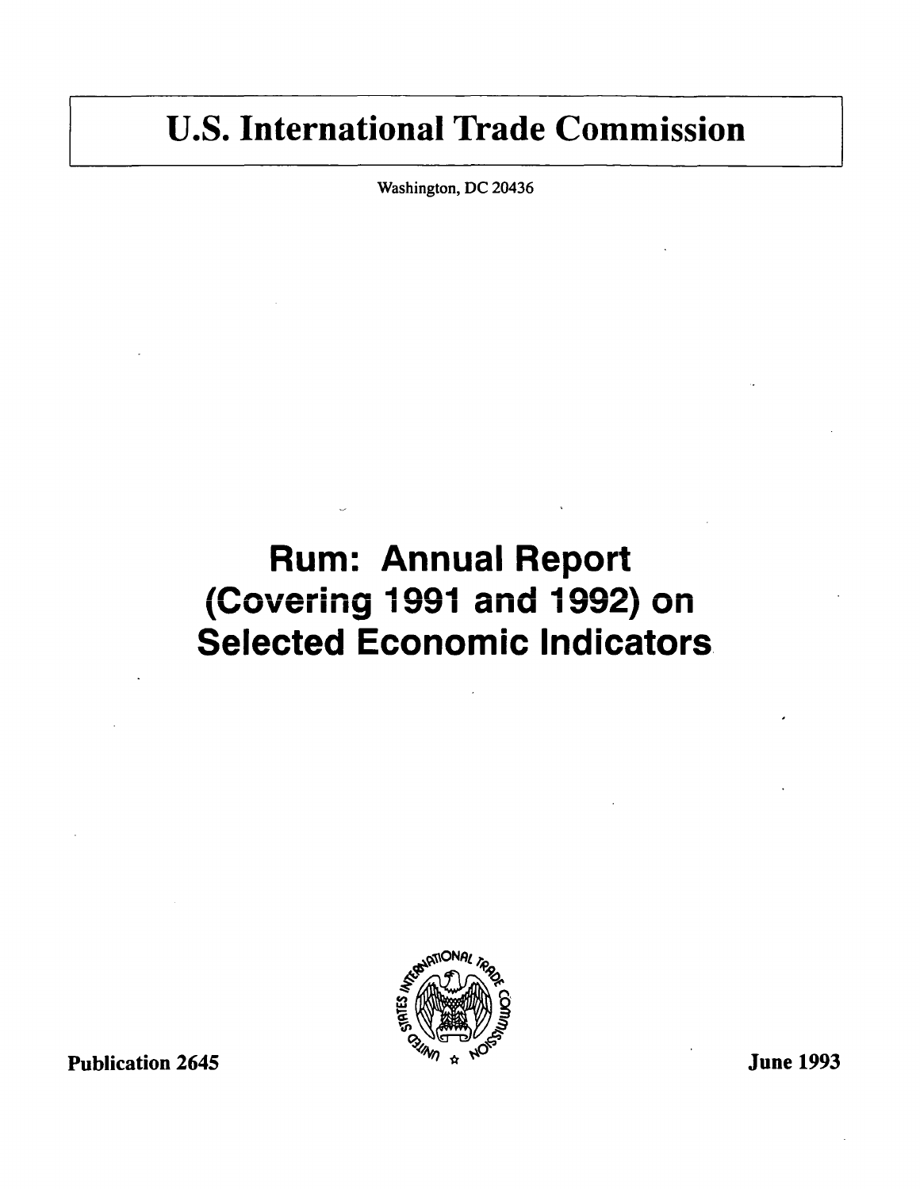# U.S. International Trade Commission

Washington, DC 20436

# Rum: Annual Report (Covering 1991 and 1992) on Selected Economic Indicators

Publication 2645

June 1993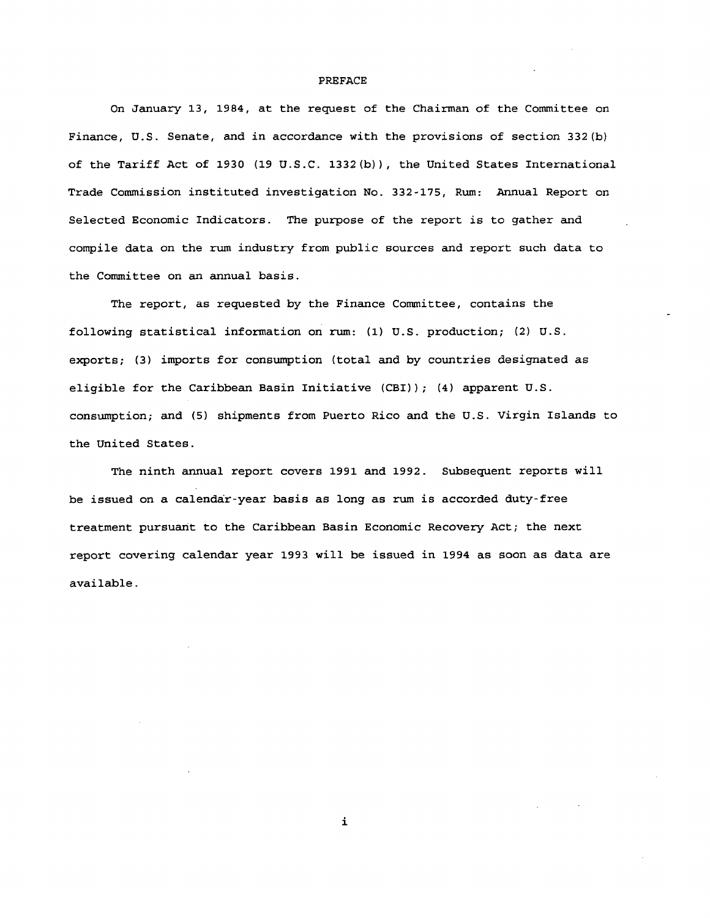# PREFACE

On January 13, 1984, at the request of the Chairman of the Committee on Finance, U.S. Senate, and in accordance with the provisions of section 332(b) of the Tariff Act of 1930 (19 U.S.C. 1332(b)), the United States International Trade Commission instituted investigation No. 332-175, Rum: Annual Report on Selected Economic Indicators. The purpose of the report is to gather and compile data on the rum industry from public sources and report such data to the Committee on an annual basis.

The report, as requested by the Finance Committee, contains the following statistical information on rum: (1) U.S. production; (2) U.S. exports; (3) imports for consumption (total and by countries designated as eligible for the Caribbean Basin Initiative (CBI)); (4) apparent U.S. consumption; and (5) shipments from Puerto Rico and the U.S. Virgin Islands to the United States.

The ninth annual report covers 1991 and 1992. Subsequent reports will be issued on a calendar-year basis as long as rum is accorded duty-free treatment pursuant to the Caribbean Basin Economic Recovery Act; the next report covering calendar year 1993 will be issued in 1994 as soon as data are available.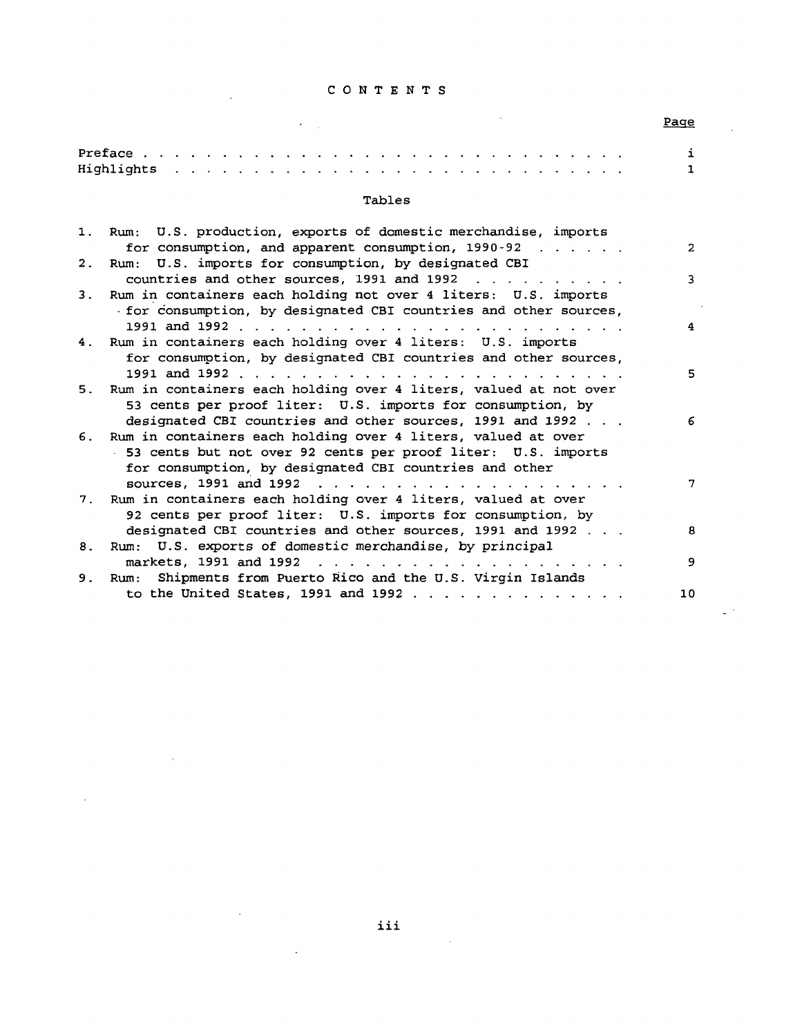# CONTENTS

| | Page |
|---|---|
| Preface | i |
| Highlights | 1 |

## Tables

| | Page |
|---|---|
| 1. Rum: U.S. production, exports of domestic merchandise, imports for consumption, and apparent consumption, 1990-92 | 2 |
| 2. Rum: U.S. imports for consumption, by designated CBI countries and other sources, 1991 and 1992 | 3 |
| 3. Rum in containers each holding not over 4 liters: U.S. imports for consumption, by designated CBI countries and other sources, 1991 and 1992 | 4 |
| 4. Rum in containers each holding over 4 liters: U.S. imports for consumption, by designated CBI countries and other sources, 1991 and 1992 | 5 |
| 5. Rum in containers each holding over 4 liters, valued at not over 53 cents per proof liter: U.S. imports for consumption, by designated CBI countries and other sources, 1991 and 1992 | 6 |
| 6. Rum in containers each holding over 4 liters, valued at over 53 cents but not over 92 cents per proof liter: U.S. imports for consumption, by designated CBI countries and other sources, 1991 and 1992 | 7 |
| 7. Rum in containers each holding over 4 liters, valued at over 92 cents per proof liter: U.S. imports for consumption, by designated CBI countries and other sources, 1991 and 1992 | 8 |
| 8. Rum: U.S. exports of domestic merchandise, by principal markets, 1991 and 1992 | 9 |
| 9. Rum: Shipments from Puerto Rico and the U.S. Virgin Islands to the United States, 1991 and 1992 | 10 |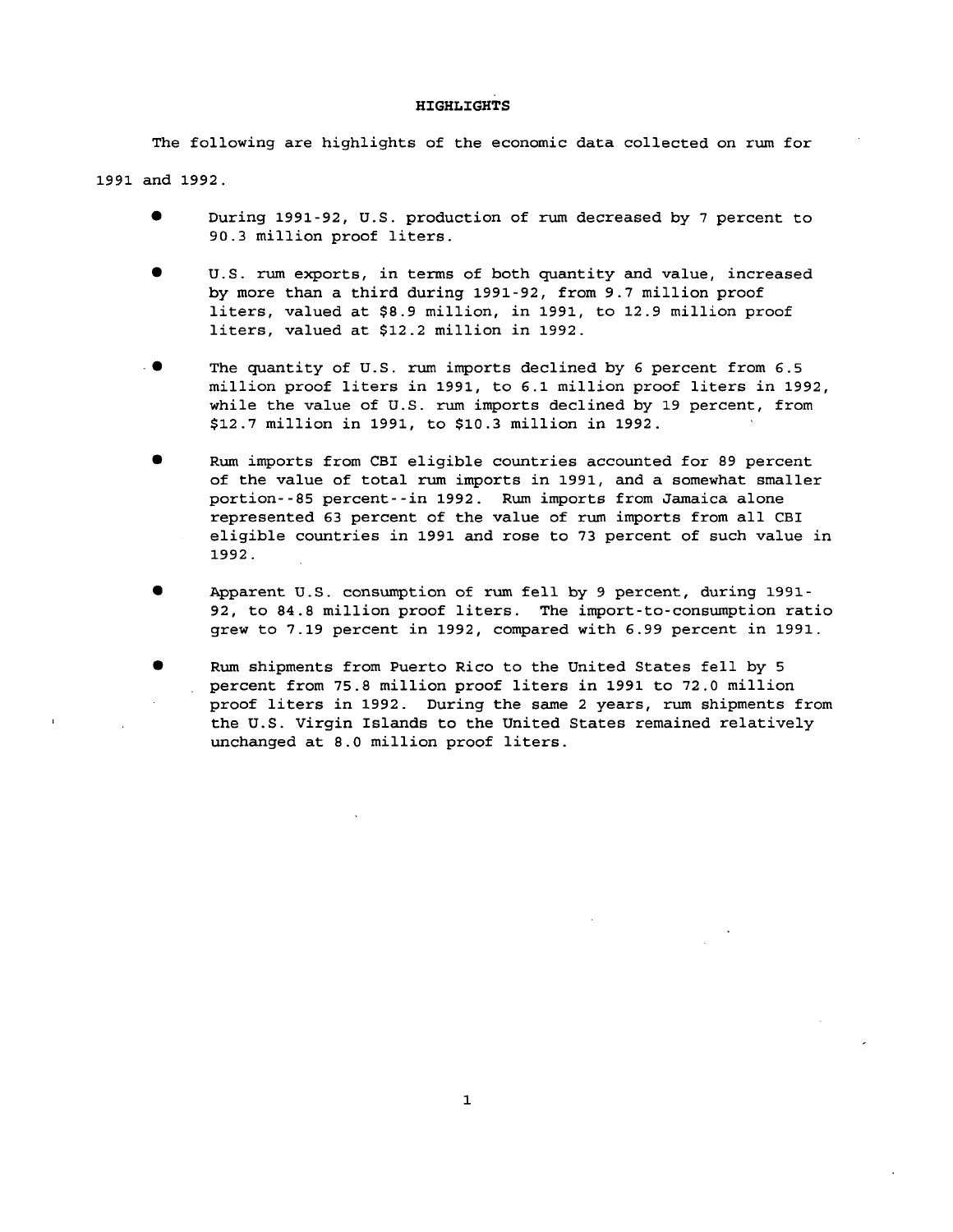## HIGHLIGHTS

The following are highlights of the economic data collected on rum for 1991 and 1992.

- During 1991-92, U.S. production of rum decreased by 7 percent to 90.3 million proof liters.
- U.S. rum exports, in terms of both quantity and value, increased by more than a third during 1991-92, from 9.7 million proof liters, valued at $8.9 million, in 1991, to 12.9 million proof liters, valued at $12.2 million in 1992.
- The quantity of U.S. rum imports declined by 6 percent from 6.5 million proof liters in 1991, to 6.1 million proof liters in 1992, while the value of U.S. rum imports declined by 19 percent, from $12.7 million in 1991, to $10.3 million in 1992.
- Rum imports from CBI eligible countries accounted for 89 percent of the value of total rum imports in 1991, and a somewhat smaller portion--85 percent--in 1992. Rum imports from Jamaica alone represented 63 percent of the value of rum imports from all CBI eligible countries in 1991 and rose to 73 percent of such value in 1992.
- Apparent U.S. consumption of rum fell by 9 percent, during 1991-92, to 84.8 million proof liters. The import-to-consumption ratio grew to 7.19 percent in 1992, compared with 6.99 percent in 1991.
- Rum shipments from Puerto Rico to the United States fell by 5 percent from 75.8 million proof liters in 1991 to 72.0 million proof liters in 1992. During the same 2 years, rum shipments from the U.S. Virgin Islands to the United States remained relatively unchanged at 8.0 million proof liters.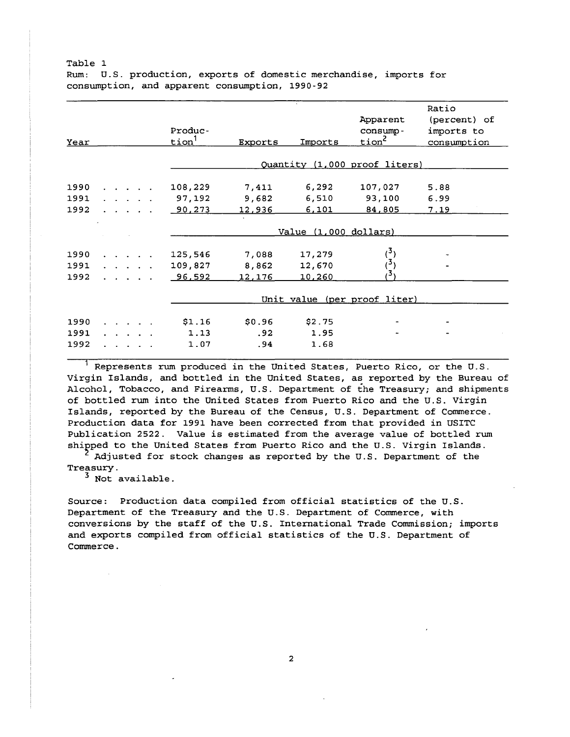Table 1
Rum: U.S. production, exports of domestic merchandise, imports for consumption, and apparent consumption, 1990-92

| Year | Production[1] | Exports | Imports | Apparent consumption[2] | Ratio (percent) of imports to consumption |
|---|---|---|---|---|---|
| | Quantity (1,000 proof liters) | | | | |
| 1990 . . . . . | 108,229 | 7,411 | 6,292 | 107,027 | 5.88 |
| 1991 . . . . . | 97,192 | 9,682 | 6,510 | 93,100 | 6.99 |
| 1992 . . . . . | 90,273 | 12,936 | 6,101 | 84,805 | 7.19 |
| | Value (1,000 dollars) | | | | |
| 1990 . . . . . | 125,546 | 7,088 | 17,279 | ([3]) | - |
| 1991 . . . . . | 109,827 | 8,862 | 12,670 | ([3]) | - |
| 1992 . . . . . | 96,592 | 12,176 | 10,260 | ([3]) | |
| | Unit value (per proof liter) | | | | |
| 1990 . . . . . | $1.16 | $0.96 | $2.75 | - | - |
| 1991 . . . . . | 1.13 | .92 | 1.95 | - | - |
| 1992 . . . . . | 1.07 | .94 | 1.68 | | |

[1] Represents rum produced in the United States, Puerto Rico, or the U.S. Virgin Islands, and bottled in the United States, as reported by the Bureau of Alcohol, Tobacco, and Firearms, U.S. Department of the Treasury; and shipments of bottled rum into the United States from Puerto Rico and the U.S. Virgin Islands, reported by the Bureau of the Census, U.S. Department of Commerce. Production data for 1991 have been corrected from that provided in USITC Publication 2522. Value is estimated from the average value of bottled rum shipped to the United States from Puerto Rico and the U.S. Virgin Islands.

[2] Adjusted for stock changes as reported by the U.S. Department of the Treasury.

[3] Not available.

Source: Production data compiled from official statistics of the U.S. Department of the Treasury and the U.S. Department of Commerce, with conversions by the staff of the U.S. International Trade Commission; imports and exports compiled from official statistics of the U.S. Department of Commerce.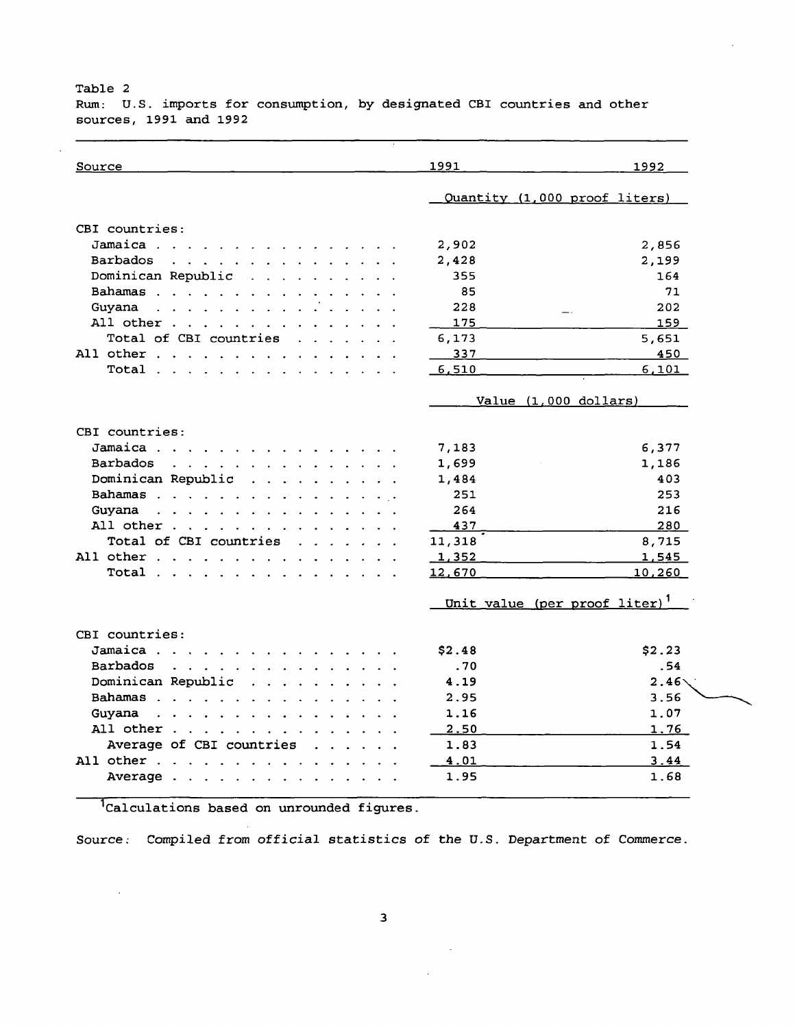Table 2
Rum: U.S. imports for consumption, by designated CBI countries and other sources, 1991 and 1992

| Source | 1991 | 1992 |
|---|---|---|
| | Quantity (1,000 proof liters) | |
| CBI countries: | | |
| Jamaica | 2,902 | 2,856 |
| Barbados | 2,428 | 2,199 |
| Dominican Republic | 355 | 164 |
| Bahamas | 85 | 71 |
| Guyana | 228 | 202 |
| All other | 175 | 159 |
| Total of CBI countries | 6,173 | 5,651 |
| All other | 337 | 450 |
| Total | 6,510 | 6,101 |
| | Value (1,000 dollars) | |
| CBI countries: | | |
| Jamaica | 7,183 | 6,377 |
| Barbados | 1,699 | 1,186 |
| Dominican Republic | 1,484 | 403 |
| Bahamas | 251 | 253 |
| Guyana | 264 | 216 |
| All other | 437 | 280 |
| Total of CBI countries | 11,318 | 8,715 |
| All other | 1,352 | 1,545 |
| Total | 12,670 | 10,260 |
| | Unit value (per proof liter)[1] | |
| CBI countries: | | |
| Jamaica | $2.48 | $2.23 |
| Barbados | .70 | .54 |
| Dominican Republic | 4.19 | 2.46 |
| Bahamas | 2.95 | 3.56 |
| Guyana | 1.16 | 1.07 |
| All other | 2.50 | 1.76 |
| Average of CBI countries | 1.83 | 1.54 |
| All other | 4.01 | 3.44 |
| Average | 1.95 | 1.68 |

[1]Calculations based on unrounded figures.

Source: Compiled from official statistics of the U.S. Department of Commerce.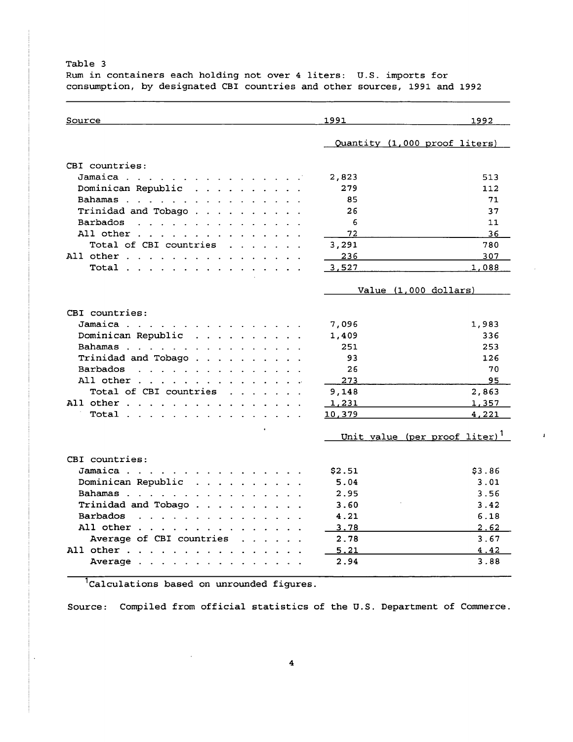Table 3
Rum in containers each holding not over 4 liters: U.S. imports for consumption, by designated CBI countries and other sources, 1991 and 1992

| Source | 1991 | 1992 |
|---|---|---|
| | Quantity (1,000 proof liters) | |
| CBI countries: | | |
| Jamaica | 2,823 | 513 |
| Dominican Republic | 279 | 112 |
| Bahamas | 85 | 71 |
| Trinidad and Tobago | 26 | 37 |
| Barbados | 6 | 11 |
| All other | 72 | 36 |
| Total of CBI countries | 3,291 | 780 |
| All other | 236 | 307 |
| Total | 3,527 | 1,088 |
| | Value (1,000 dollars) | |
| CBI countries: | | |
| Jamaica | 7,096 | 1,983 |
| Dominican Republic | 1,409 | 336 |
| Bahamas | 251 | 253 |
| Trinidad and Tobago | 93 | 126 |
| Barbados | 26 | 70 |
| All other | 273 | 95 |
| Total of CBI countries | 9,148 | 2,863 |
| All other | 1,231 | 1,357 |
| Total | 10,379 | 4,221 |
| | Unit value (per proof liter)[1] | |
| CBI countries: | | |
| Jamaica | $2.51 | $3.86 |
| Dominican Republic | 5.04 | 3.01 |
| Bahamas | 2.95 | 3.56 |
| Trinidad and Tobago | 3.60 | 3.42 |
| Barbados | 4.21 | 6.18 |
| All other | 3.78 | 2.62 |
| Average of CBI countries | 2.78 | 3.67 |
| All other | 5.21 | 4.42 |
| Average | 2.94 | 3.88 |

[1] Calculations based on unrounded figures.

Source: Compiled from official statistics of the U.S. Department of Commerce.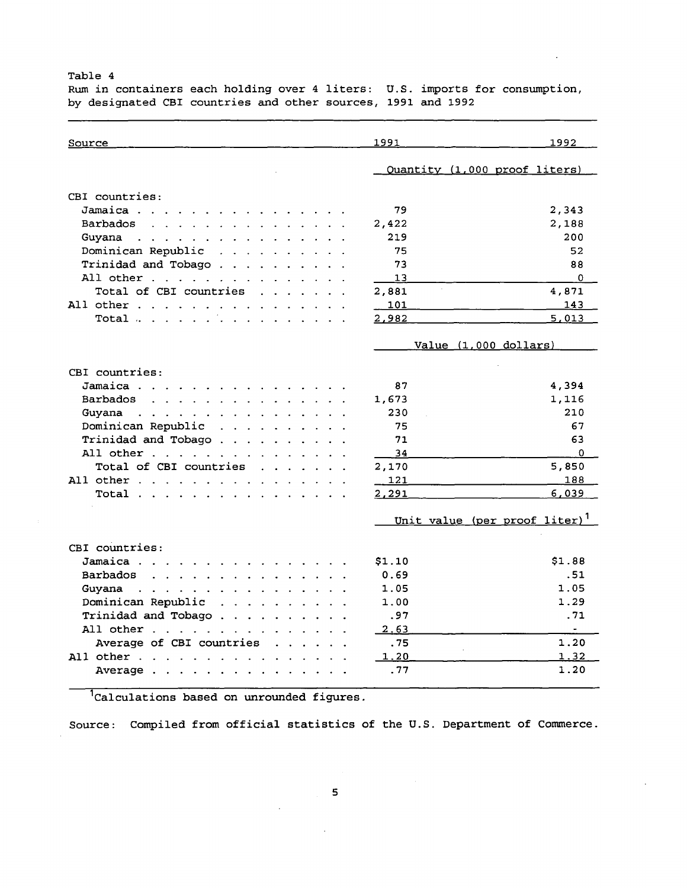Table 4
Rum in containers each holding over 4 liters: U.S. imports for consumption, by designated CBI countries and other sources, 1991 and 1992

| Source | 1991 | 1992 |
|---|---|---|
| | Quantity (1,000 proof liters) | |
| CBI countries: | | |
| Jamaica | 79 | 2,343 |
| Barbados | 2,422 | 2,188 |
| Guyana | 219 | 200 |
| Dominican Republic | 75 | 52 |
| Trinidad and Tobago | 73 | 88 |
| All other | 13 | 0 |
| Total of CBI countries | 2,881 | 4,871 |
| All other | 101 | 143 |
| Total | 2,982 | 5,013 |
| | Value (1,000 dollars) | |
| CBI countries: | | |
| Jamaica | 87 | 4,394 |
| Barbados | 1,673 | 1,116 |
| Guyana | 230 | 210 |
| Dominican Republic | 75 | 67 |
| Trinidad and Tobago | 71 | 63 |
| All other | 34 | 0 |
| Total of CBI countries | 2,170 | 5,850 |
| All other | 121 | 188 |
| Total | 2,291 | 6,039 |
| | Unit value (per proof liter)[1] | |
| CBI countries: | | |
| Jamaica | $1.10 | $1.88 |
| Barbados | 0.69 | .51 |
| Guyana | 1.05 | 1.05 |
| Dominican Republic | 1.00 | 1.29 |
| Trinidad and Tobago | .97 | .71 |
| All other | 2.63 | - |
| Average of CBI countries | .75 | 1.20 |
| All other | 1.20 | 1.32 |
| Average | .77 | 1.20 |

[1]Calculations based on unrounded figures.

Source: Compiled from official statistics of the U.S. Department of Commerce.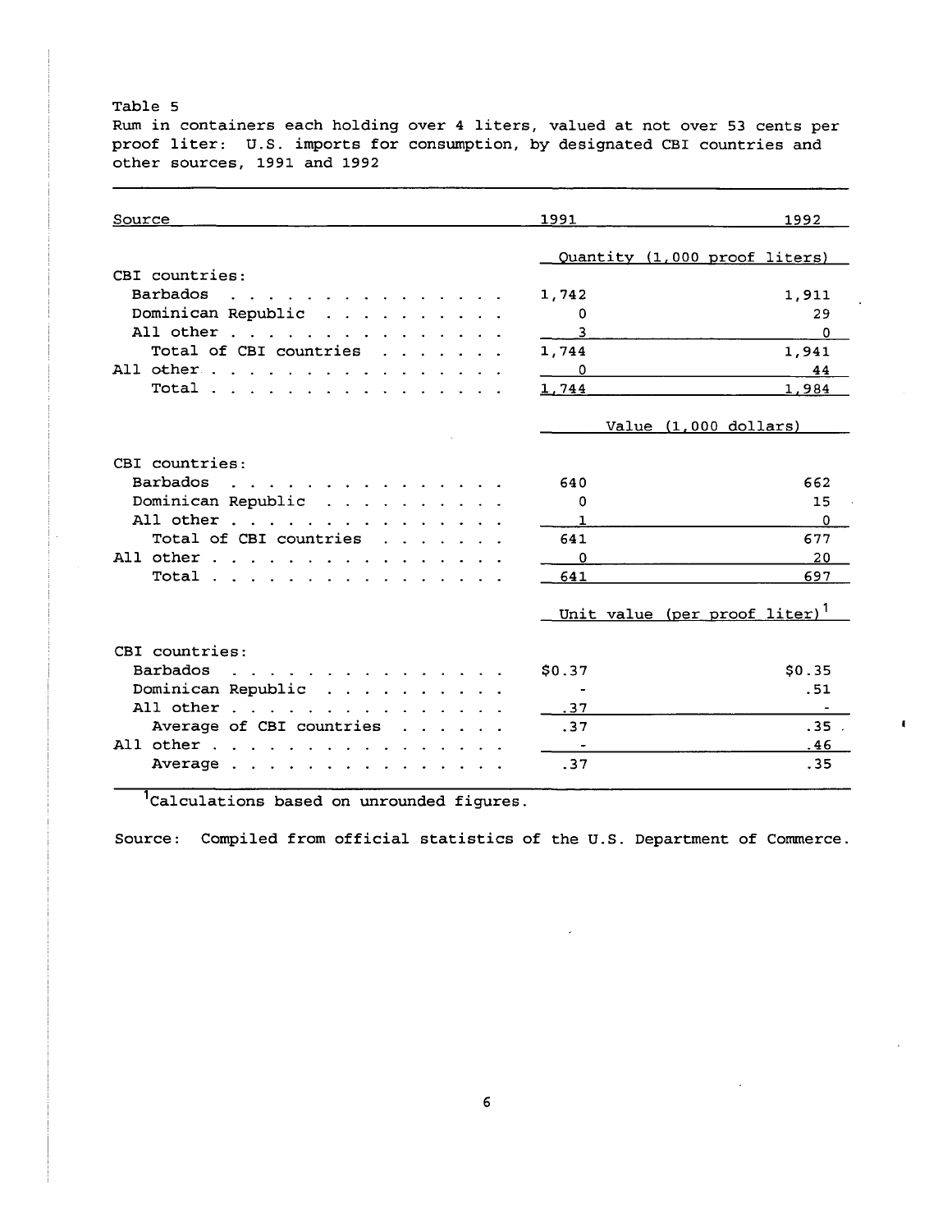Table 5

Rum in containers each holding over 4 liters, valued at not over 53 cents per proof liter: U.S. imports for consumption, by designated CBI countries and other sources, 1991 and 1992

| Source | 1991 | 1992 |
|---|---|---|
| | Quantity (1,000 proof liters) | |
| CBI countries: | | |
| Barbados | 1,742 | 1,911 |
| Dominican Republic | 0 | 29 |
| All other | 3 | 0 |
| Total of CBI countries | 1,744 | 1,941 |
| All other | 0 | 44 |
| Total | 1,744 | 1,984 |
| | Value (1,000 dollars) | |
| CBI countries: | | |
| Barbados | 640 | 662 |
| Dominican Republic | 0 | 15 |
| All other | 1 | 0 |
| Total of CBI countries | 641 | 677 |
| All other | 0 | 20 |
| Total | 641 | 697 |
| | Unit value (per proof liter)[1] | |
| CBI countries: | | |
| Barbados | $0.37 | $0.35 |
| Dominican Republic | - | .51 |
| All other | .37 | - |
| Average of CBI countries | .37 | .35 |
| All other | - | .46 |
| Average | .37 | .35 |

[1]Calculations based on unrounded figures.

Source: Compiled from official statistics of the U.S. Department of Commerce.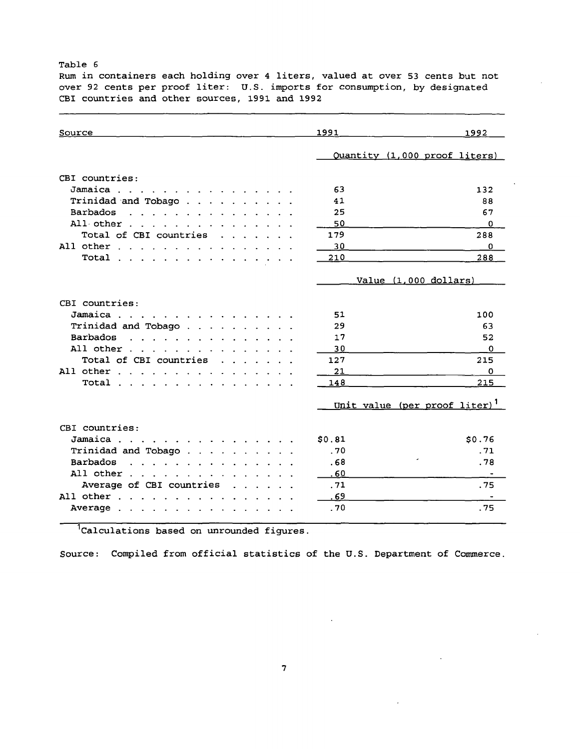Table 6

Rum in containers each holding over 4 liters, valued at over 53 cents but not over 92 cents per proof liter: U.S. imports for consumption, by designated CBI countries and other sources, 1991 and 1992

| Source | 1991 | 1992 |
|---|---|---|
| | Quantity (1,000 proof liters) | |
| CBI countries: | | |
| Jamaica | 63 | 132 |
| Trinidad and Tobago | 41 | 88 |
| Barbados | 25 | 67 |
| All other | 50 | 0 |
| Total of CBI countries | 179 | 288 |
| All other | 30 | 0 |
| Total | 210 | 288 |
| | Value (1,000 dollars) | |
| CBI countries: | | |
| Jamaica | 51 | 100 |
| Trinidad and Tobago | 29 | 63 |
| Barbados | 17 | 52 |
| All other | 30 | 0 |
| Total of CBI countries | 127 | 215 |
| All other | 21 | 0 |
| Total | 148 | 215 |
| | Unit value (per proof liter)[1] | |
| CBI countries: | | |
| Jamaica | $0.81 | $0.76 |
| Trinidad and Tobago | .70 | .71 |
| Barbados | .68 | .78 |
| All other | .60 | - |
| Average of CBI countries | .71 | .75 |
| All other | .69 | - |
| Average | .70 | .75 |

[1]Calculations based on unrounded figures.

Source: Compiled from official statistics of the U.S. Department of Commerce.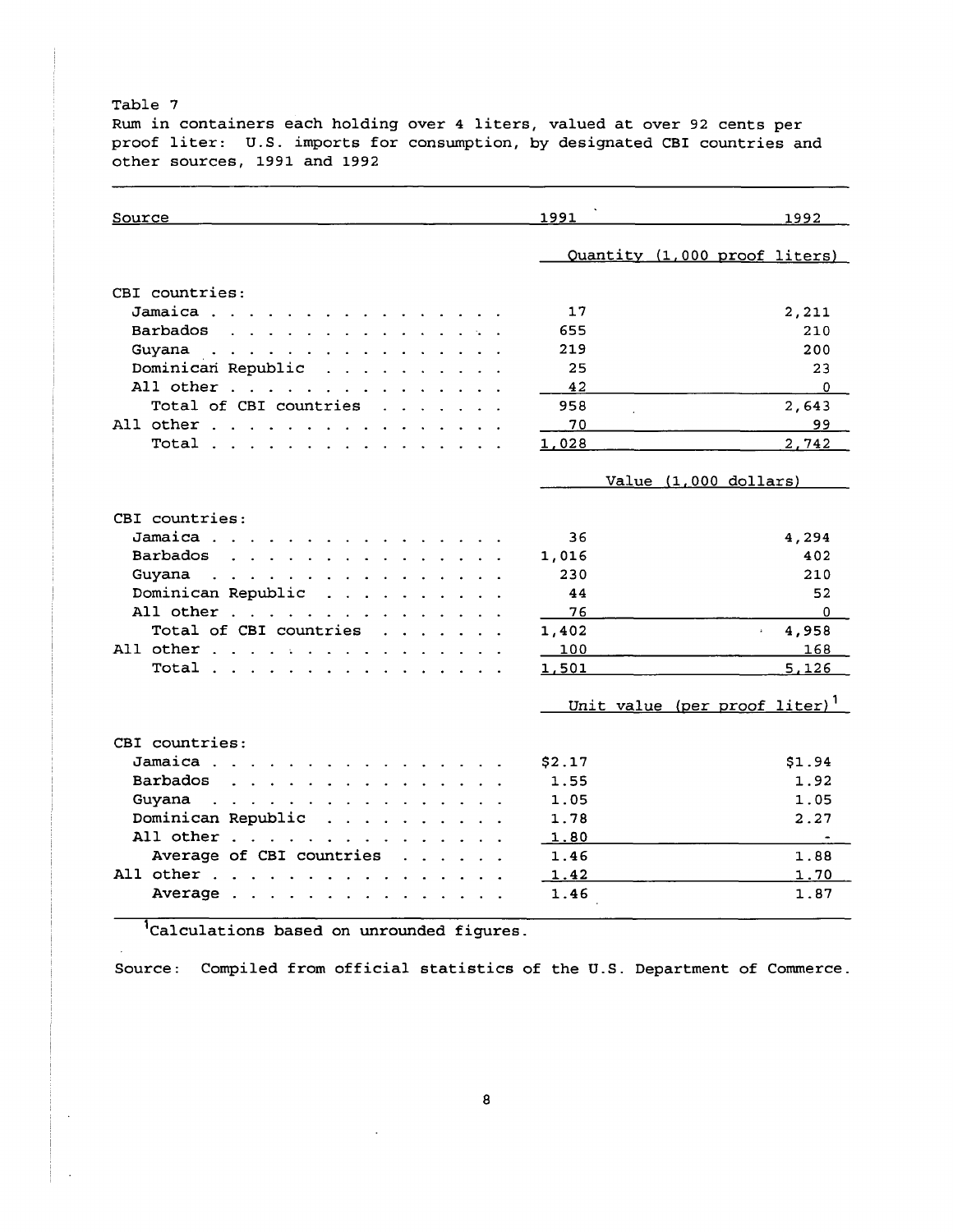Table 7
Rum in containers each holding over 4 liters, valued at over 92 cents per proof liter: U.S. imports for consumption, by designated CBI countries and other sources, 1991 and 1992

| Source | 1991 | 1992 |
|---|---|---|
| | Quantity (1,000 proof liters) | |
| CBI countries: | | |
| Jamaica | 17 | 2,211 |
| Barbados | 655 | 210 |
| Guyana | 219 | 200 |
| Dominican Republic | 25 | 23 |
| All other | 42 | 0 |
| Total of CBI countries | 958 | 2,643 |
| All other | 70 | 99 |
| Total | 1,028 | 2,742 |
| | Value (1,000 dollars) | |
| CBI countries: | | |
| Jamaica | 36 | 4,294 |
| Barbados | 1,016 | 402 |
| Guyana | 230 | 210 |
| Dominican Republic | 44 | 52 |
| All other | 76 | 0 |
| Total of CBI countries | 1,402 | 4,958 |
| All other | 100 | 168 |
| Total | 1,501 | 5,126 |
| | Unit value (per proof liter)[1] | |
| CBI countries: | | |
| Jamaica | $2.17 | $1.94 |
| Barbados | 1.55 | 1.92 |
| Guyana | 1.05 | 1.05 |
| Dominican Republic | 1.78 | 2.27 |
| All other | 1.80 | - |
| Average of CBI countries | 1.46 | 1.88 |
| All other | 1.42 | 1.70 |
| Average | 1.46 | 1.87 |

[1] Calculations based on unrounded figures.

Source: Compiled from official statistics of the U.S. Department of Commerce.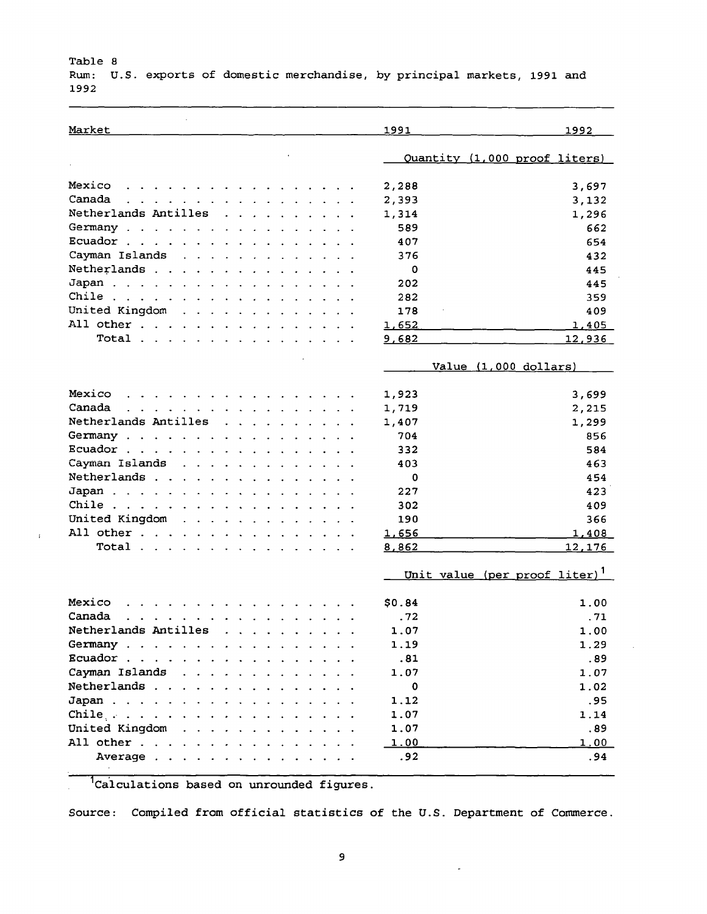Table 8
Rum: U.S. exports of domestic merchandise, by principal markets, 1991 and 1992

| Market | 1991 | 1992 |
|---|---|---|
| | Quantity (1,000 proof liters) | |
| Mexico | 2,288 | 3,697 |
| Canada | 2,393 | 3,132 |
| Netherlands Antilles | 1,314 | 1,296 |
| Germany | 589 | 662 |
| Ecuador | 407 | 654 |
| Cayman Islands | 376 | 432 |
| Netherlands | 0 | 445 |
| Japan | 202 | 445 |
| Chile | 282 | 359 |
| United Kingdom | 178 | 409 |
| All other | 1,652 | 1,405 |
| Total | 9,682 | 12,936 |
| | Value (1,000 dollars) | |
| Mexico | 1,923 | 3,699 |
| Canada | 1,719 | 2,215 |
| Netherlands Antilles | 1,407 | 1,299 |
| Germany | 704 | 856 |
| Ecuador | 332 | 584 |
| Cayman Islands | 403 | 463 |
| Netherlands | 0 | 454 |
| Japan | 227 | 423 |
| Chile | 302 | 409 |
| United Kingdom | 190 | 366 |
| All other | 1,656 | 1,408 |
| Total | 8,862 | 12,176 |
| | Unit value (per proof liter)[1] | |
| Mexico | $0.84 | 1.00 |
| Canada | .72 | .71 |
| Netherlands Antilles | 1.07 | 1.00 |
| Germany | 1.19 | 1.29 |
| Ecuador | .81 | .89 |
| Cayman Islands | 1.07 | 1.07 |
| Netherlands | 0 | 1.02 |
| Japan | 1.12 | .95 |
| Chile | 1.07 | 1.14 |
| United Kingdom | 1.07 | .89 |
| All other | 1.00 | 1.00 |
| Average | .92 | .94 |

[1] Calculations based on unrounded figures.

Source: Compiled from official statistics of the U.S. Department of Commerce.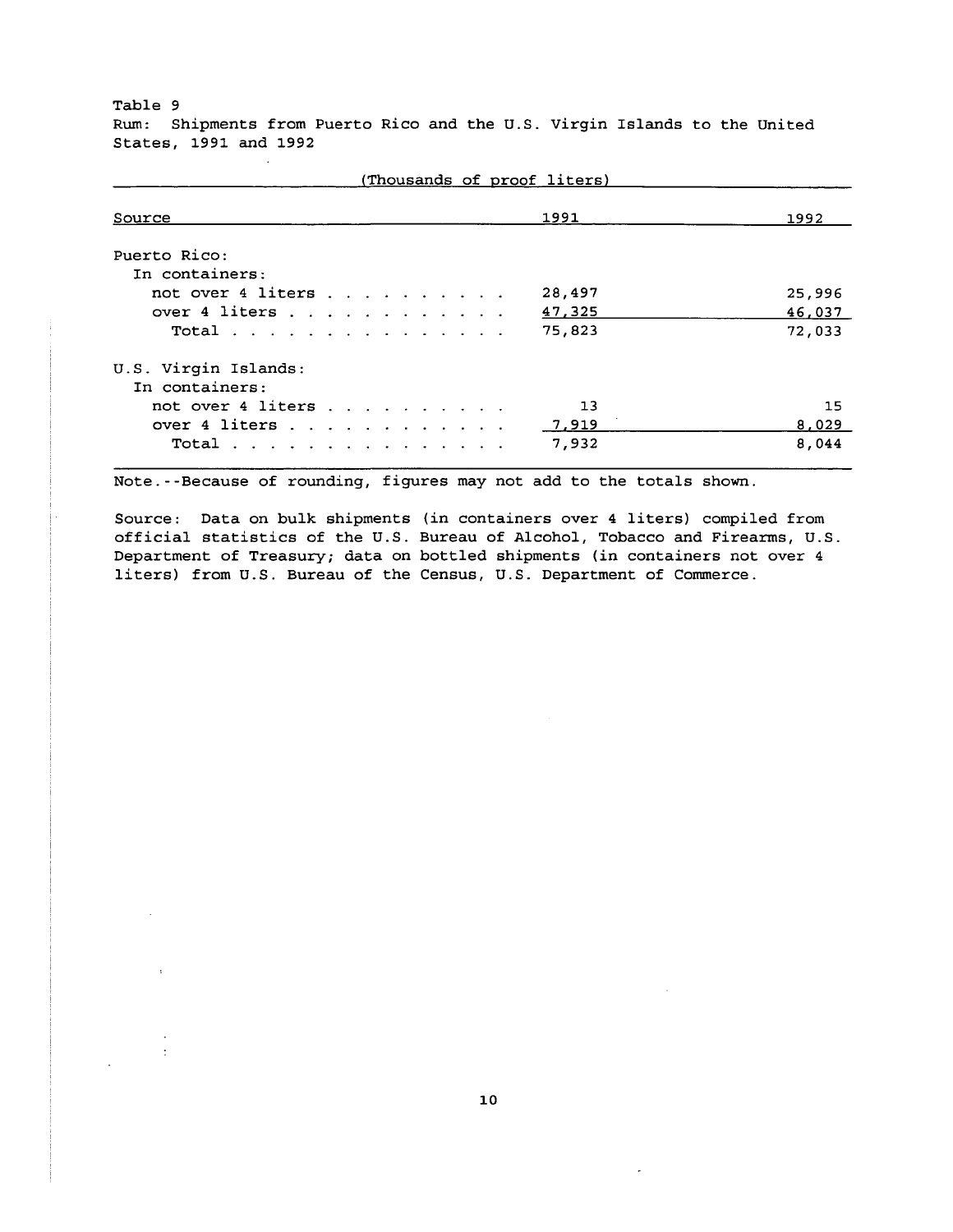Table 9
Rum: Shipments from Puerto Rico and the U.S. Virgin Islands to the United States, 1991 and 1992

(Thousands of proof liters)

| Source | 1991 | 1992 |
|---|---|---|
| Puerto Rico: | | |
| In containers: | | |
| not over 4 liters | 28,497 | 25,996 |
| over 4 liters | 47,325 | 46,037 |
| Total | 75,823 | 72,033 |
| U.S. Virgin Islands: | | |
| In containers: | | |
| not over 4 liters | 13 | 15 |
| over 4 liters | 7,919 | 8,029 |
| Total | 7,932 | 8,044 |

Note.--Because of rounding, figures may not add to the totals shown.

Source: Data on bulk shipments (in containers over 4 liters) compiled from official statistics of the U.S. Bureau of Alcohol, Tobacco and Firearms, U.S. Department of Treasury; data on bottled shipments (in containers not over 4 liters) from U.S. Bureau of the Census, U.S. Department of Commerce.